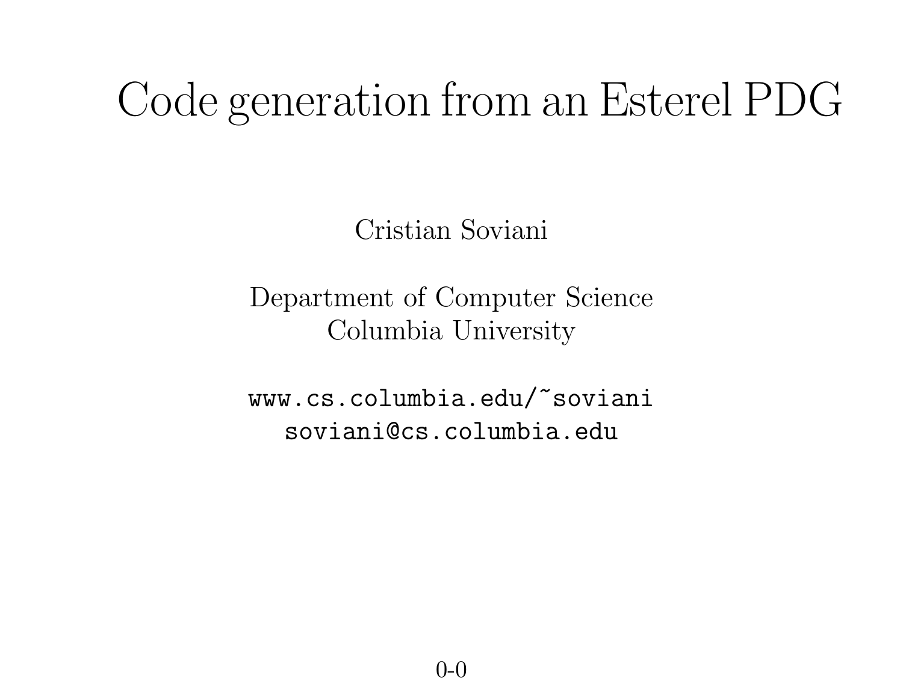# Code generation from an Esterel PDG

Cristian Soviani

Department of Computer Science
Columbia University

www.cs.columbia.edu/~soviani
soviani@cs.columbia.edu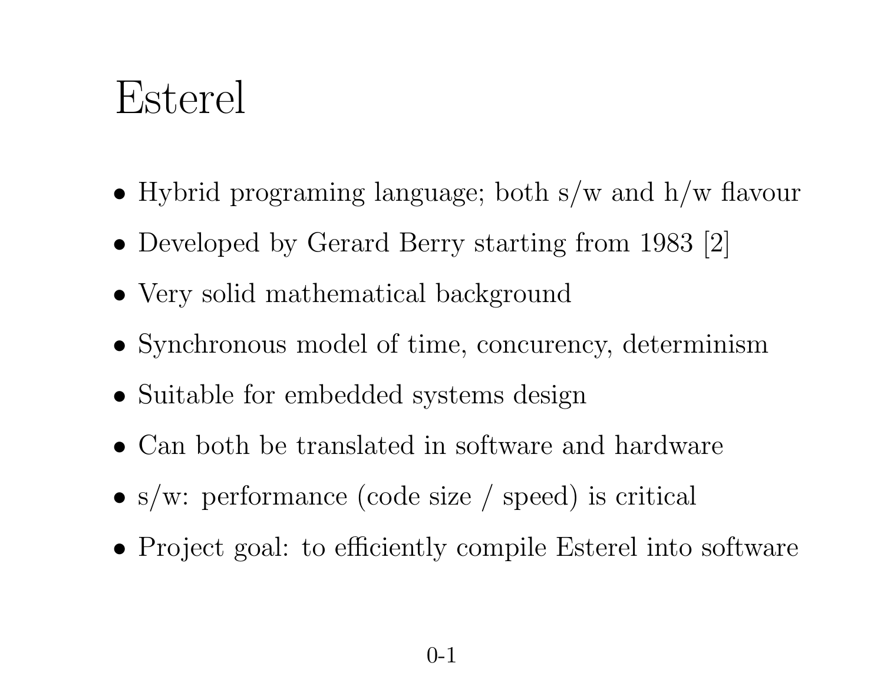# Esterel

- Hybrid programing language; both s/w and h/w flavour
- Developed by Gerard Berry starting from 1983 [2]
- Very solid mathematical background
- Synchronous model of time, concurency, determinism
- Suitable for embedded systems design
- Can both be translated in software and hardware
- s/w: performance (code size / speed) is critical
- Project goal: to efficiently compile Esterel into software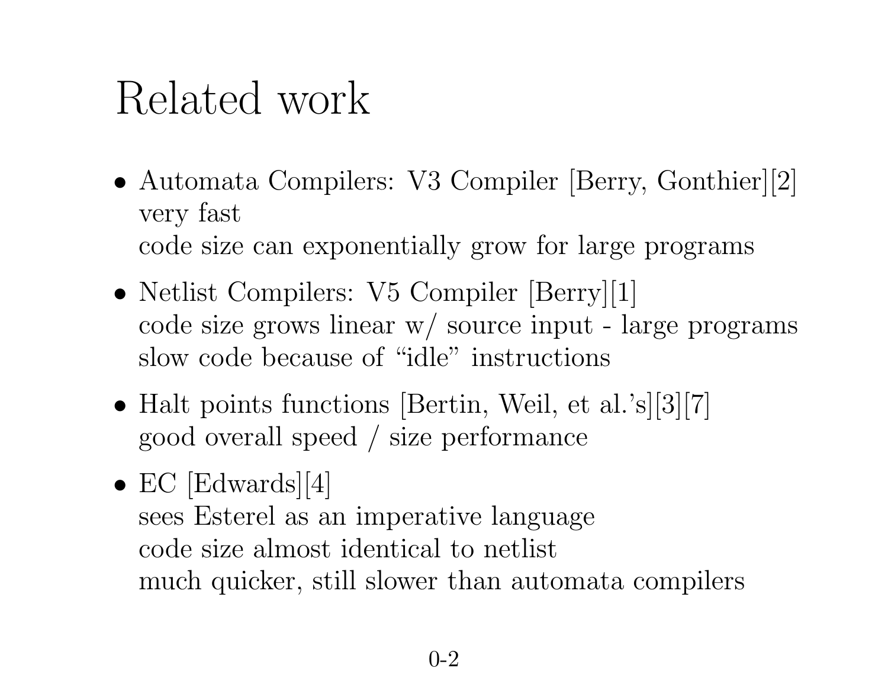# Related work

- Automata Compilers: V3 Compiler [Berry, Gonthier][2]
  very fast
  code size can exponentially grow for large programs
- Netlist Compilers: V5 Compiler [Berry][1]
  code size grows linear w/ source input - large programs
  slow code because of "idle" instructions
- Halt points functions [Bertin, Weil, et al.'s][3][7]
  good overall speed / size performance
- EC [Edwards][4]
  sees Esterel as an imperative language
  code size almost identical to netlist
  much quicker, still slower than automata compilers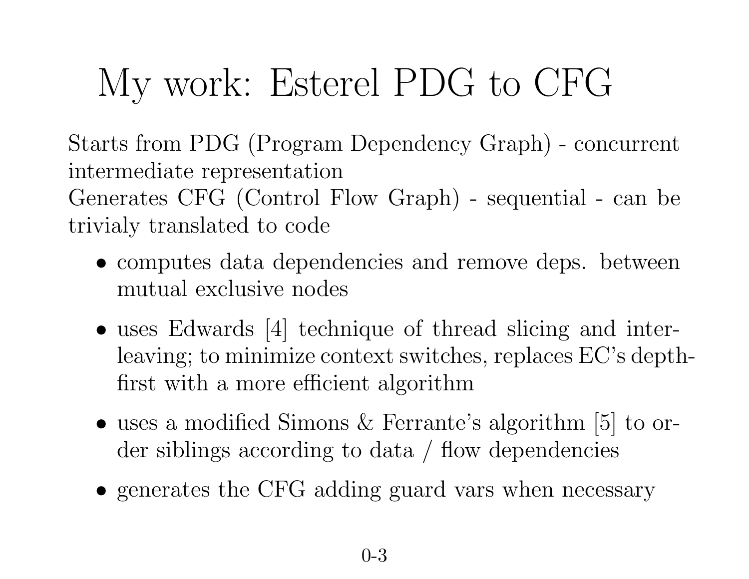# My work: Esterel PDG to CFG

Starts from PDG (Program Dependency Graph) - concurrent intermediate representation
Generates CFG (Control Flow Graph) - sequential - can be trivialy translated to code

- computes data dependencies and remove deps. between mutual exclusive nodes
- uses Edwards [4] technique of thread slicing and interleaving; to minimize context switches, replaces EC's depth-first with a more efficient algorithm
- uses a modified Simons & Ferrante's algorithm [5] to order siblings according to data / flow dependencies
- generates the CFG adding guard vars when necessary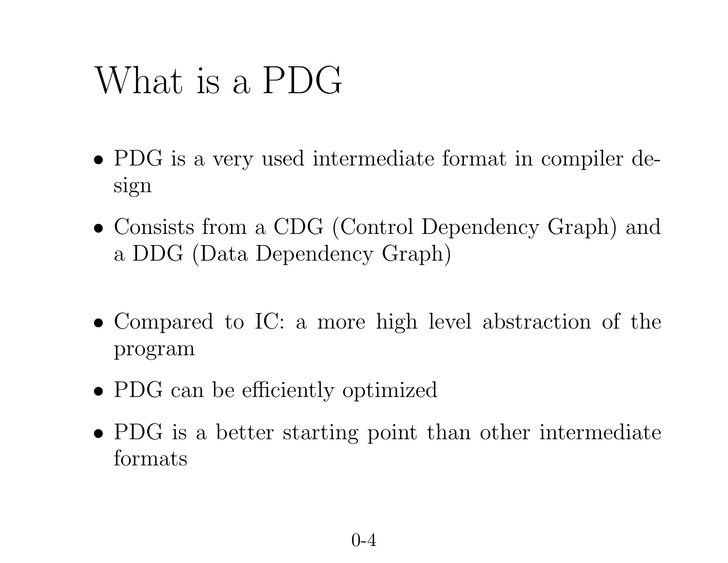# What is a PDG

- PDG is a very used intermediate format in compiler design
- Consists from a CDG (Control Dependency Graph) and a DDG (Data Dependency Graph)
- Compared to IC: a more high level abstraction of the program
- PDG can be efficiently optimized
- PDG is a better starting point than other intermediate formats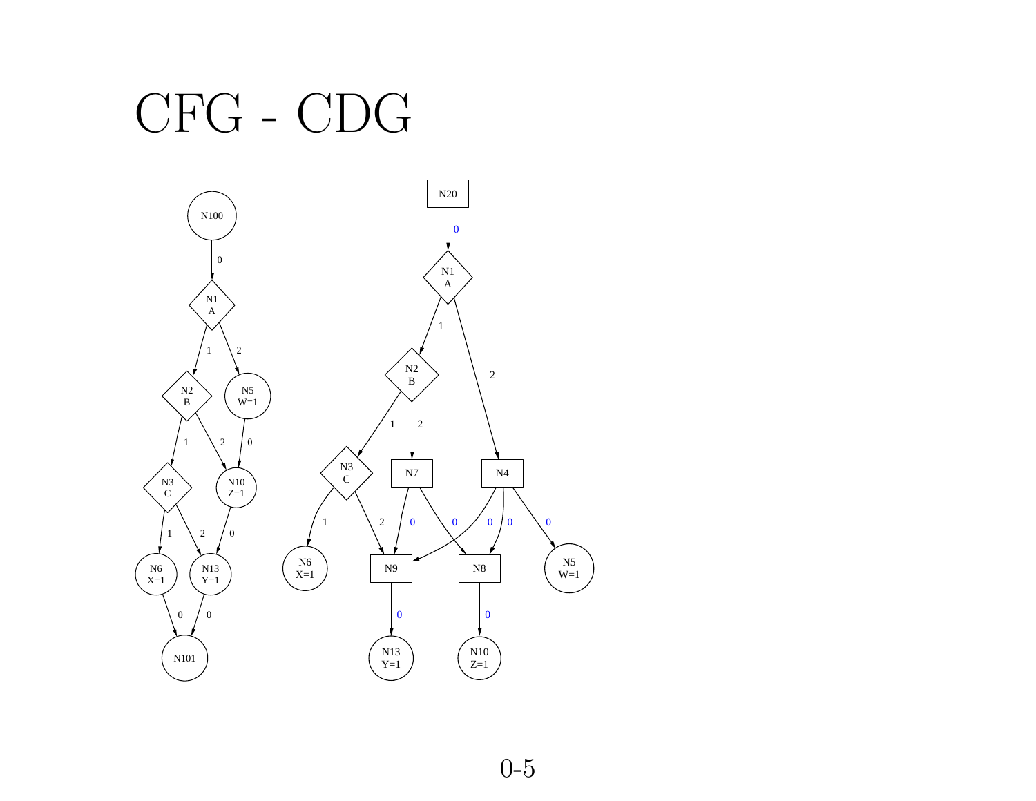# CFG - CDG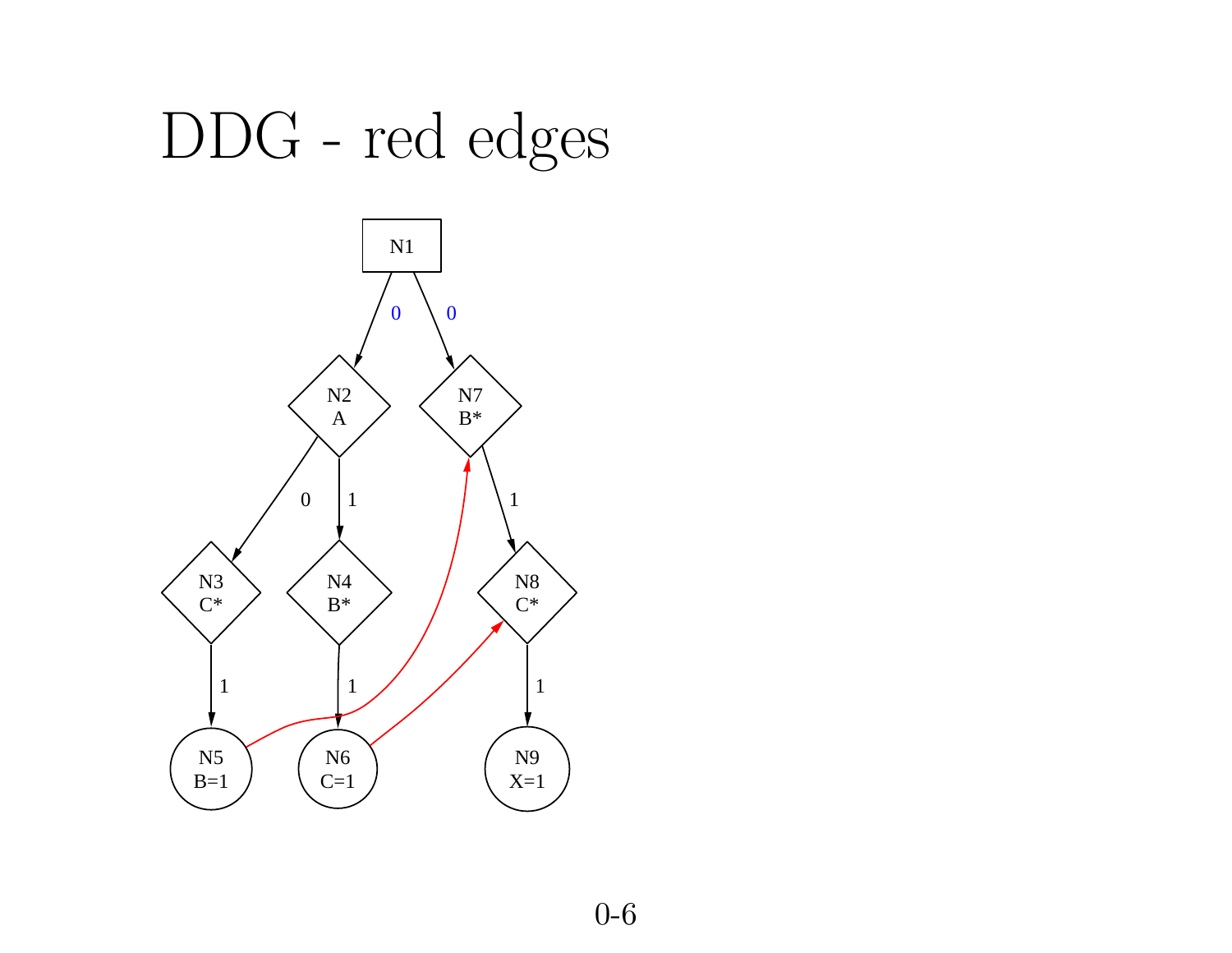# DDG - red edges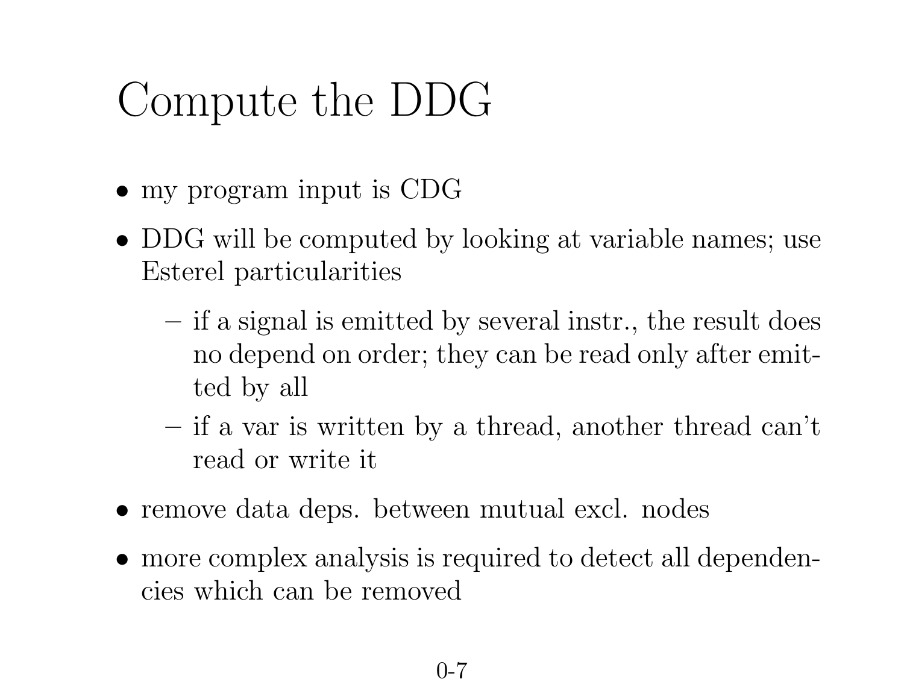# Compute the DDG

- my program input is CDG
- DDG will be computed by looking at variable names; use Esterel particularities
  - if a signal is emitted by several instr., the result does no depend on order; they can be read only after emitted by all
  - if a var is written by a thread, another thread can't read or write it
- remove data deps. between mutual excl. nodes
- more complex analysis is required to detect all dependencies which can be removed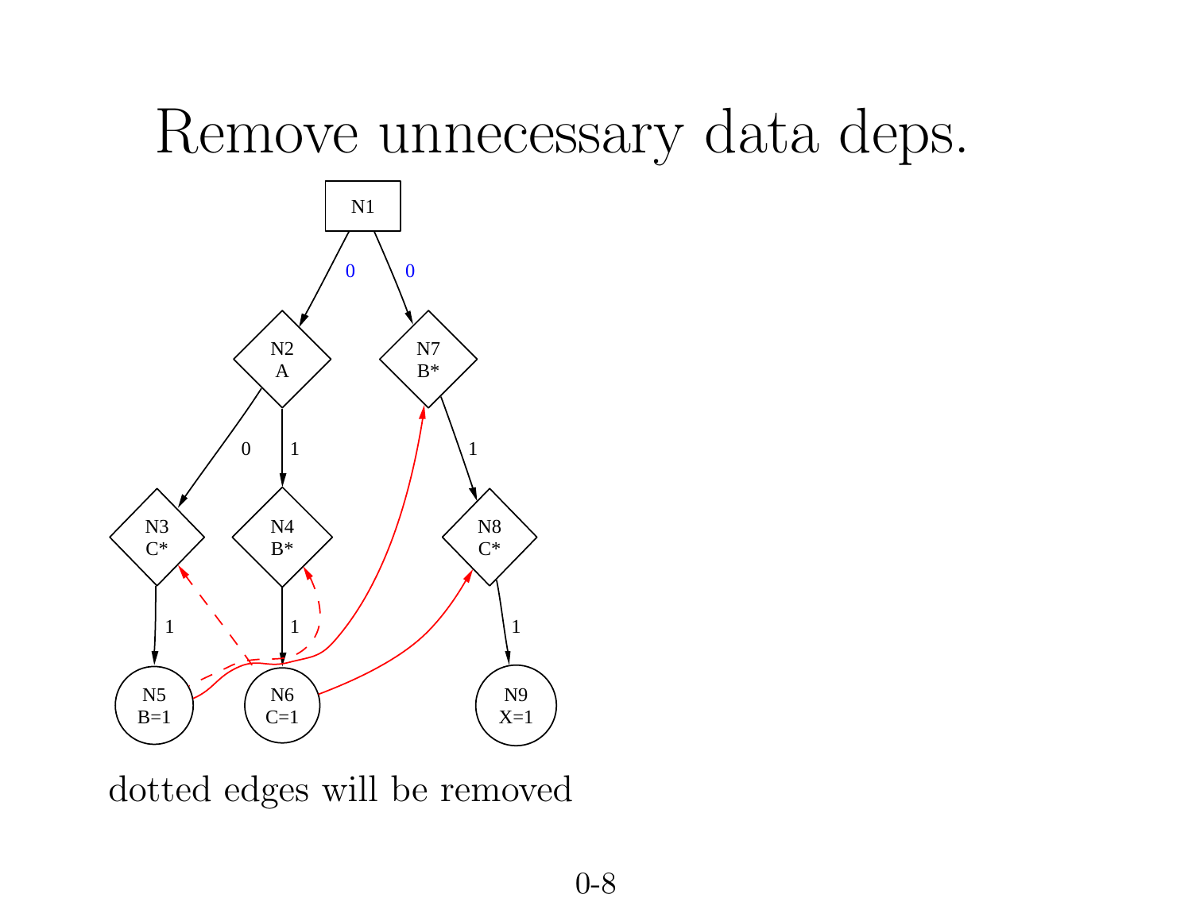# Remove unnecessary data deps.

dotted edges will be removed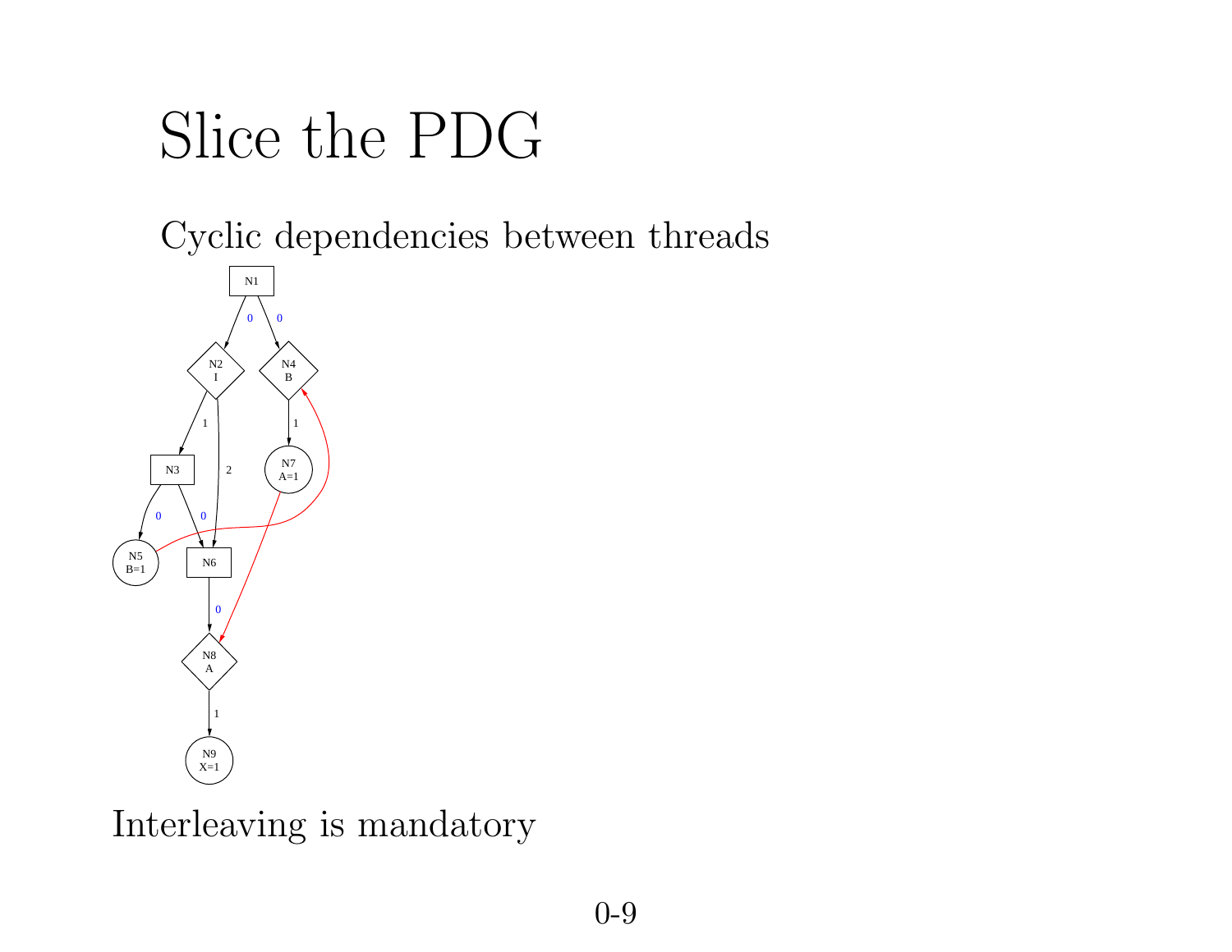# Slice the PDG

Cyclic dependencies between threads

Interleaving is mandatory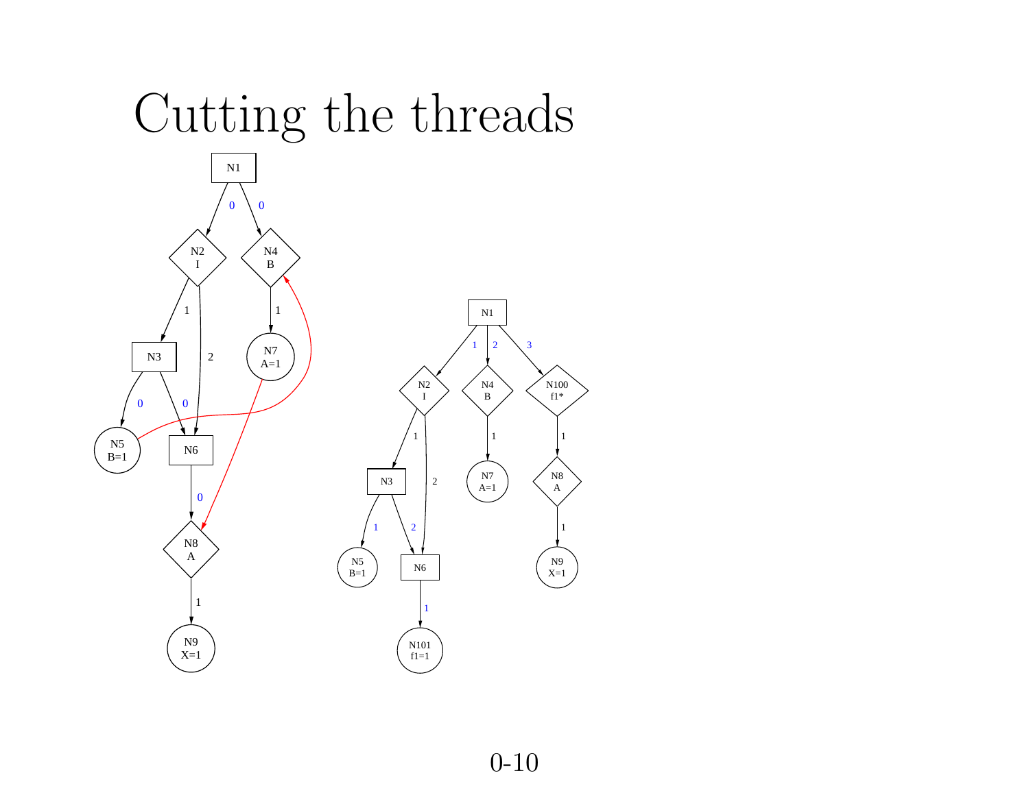# Cutting the threads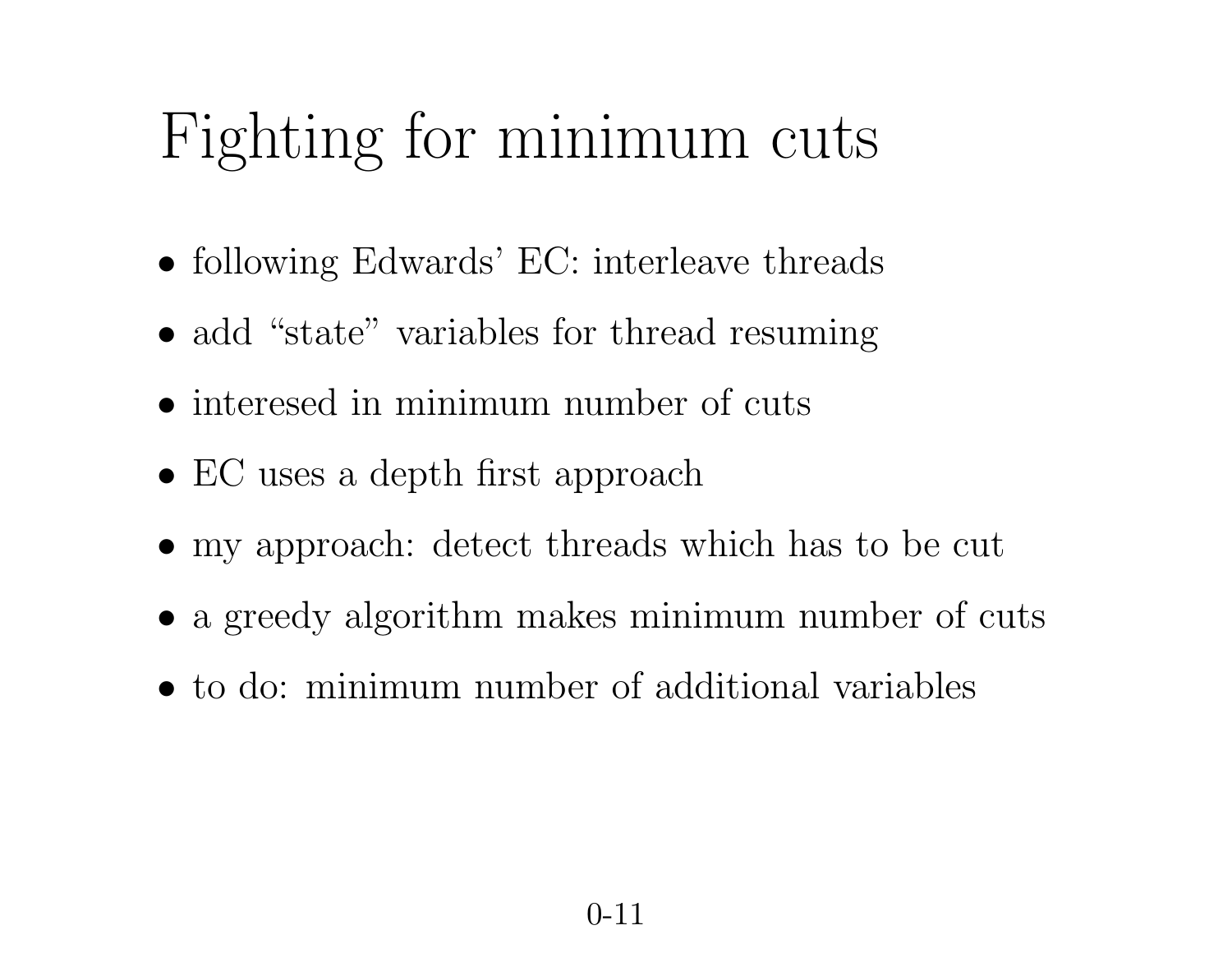# Fighting for minimum cuts

- following Edwards' EC: interleave threads
- add "state" variables for thread resuming
- interesed in minimum number of cuts
- EC uses a depth first approach
- my approach: detect threads which has to be cut
- a greedy algorithm makes minimum number of cuts
- to do: minimum number of additional variables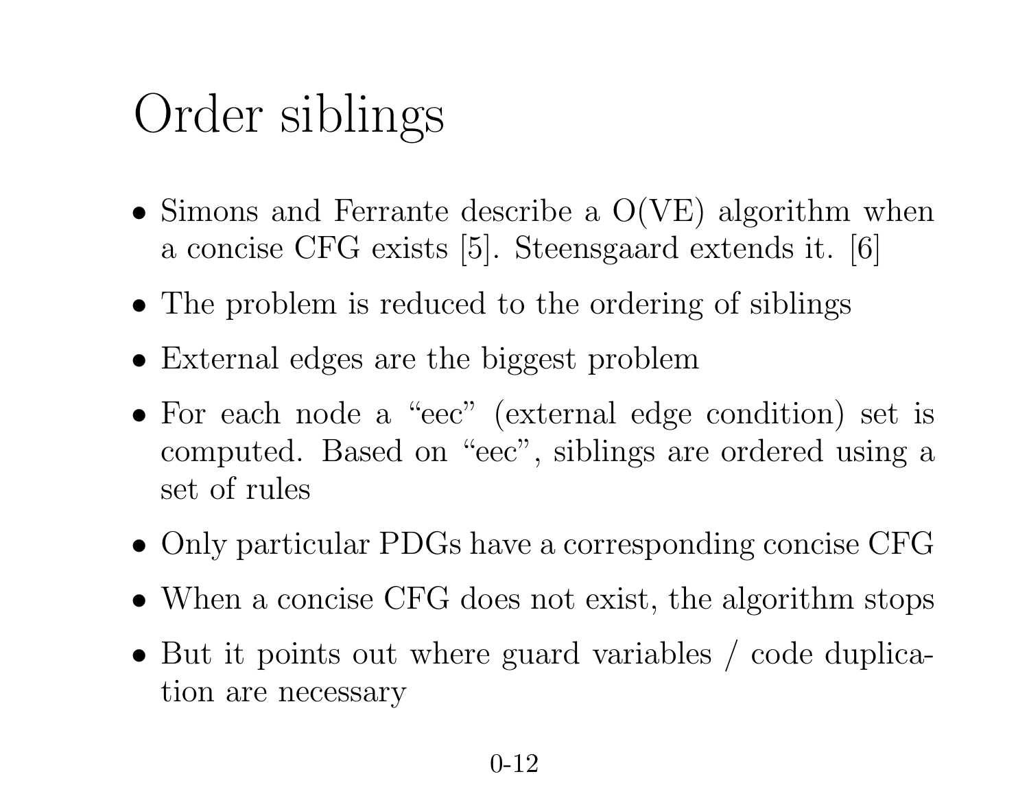# Order siblings

- Simons and Ferrante describe a O(VE) algorithm when a concise CFG exists [5]. Steensgaard extends it. [6]
- The problem is reduced to the ordering of siblings
- External edges are the biggest problem
- For each node a "eec" (external edge condition) set is computed. Based on "eec", siblings are ordered using a set of rules
- Only particular PDGs have a corresponding concise CFG
- When a concise CFG does not exist, the algorithm stops
- But it points out where guard variables / code duplication are necessary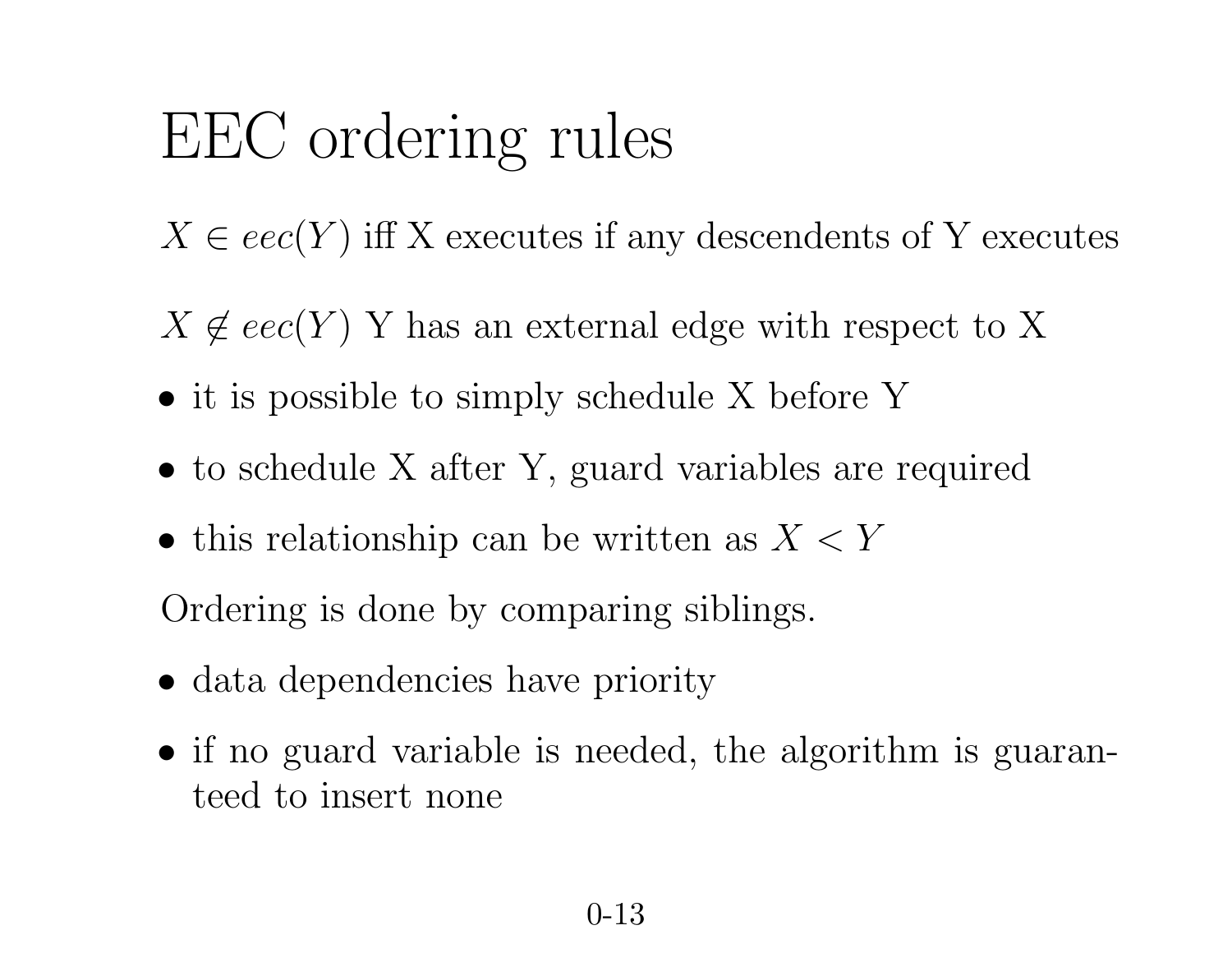# EEC ordering rules

$X \in eec(Y)$ iff X executes if any descendents of Y executes

$X \notin eec(Y)$ Y has an external edge with respect to X

- it is possible to simply schedule X before Y
- to schedule X after Y, guard variables are required
- this relationship can be written as $X < Y$

Ordering is done by comparing siblings.

- data dependencies have priority
- if no guard variable is needed, the algorithm is guaranteed to insert none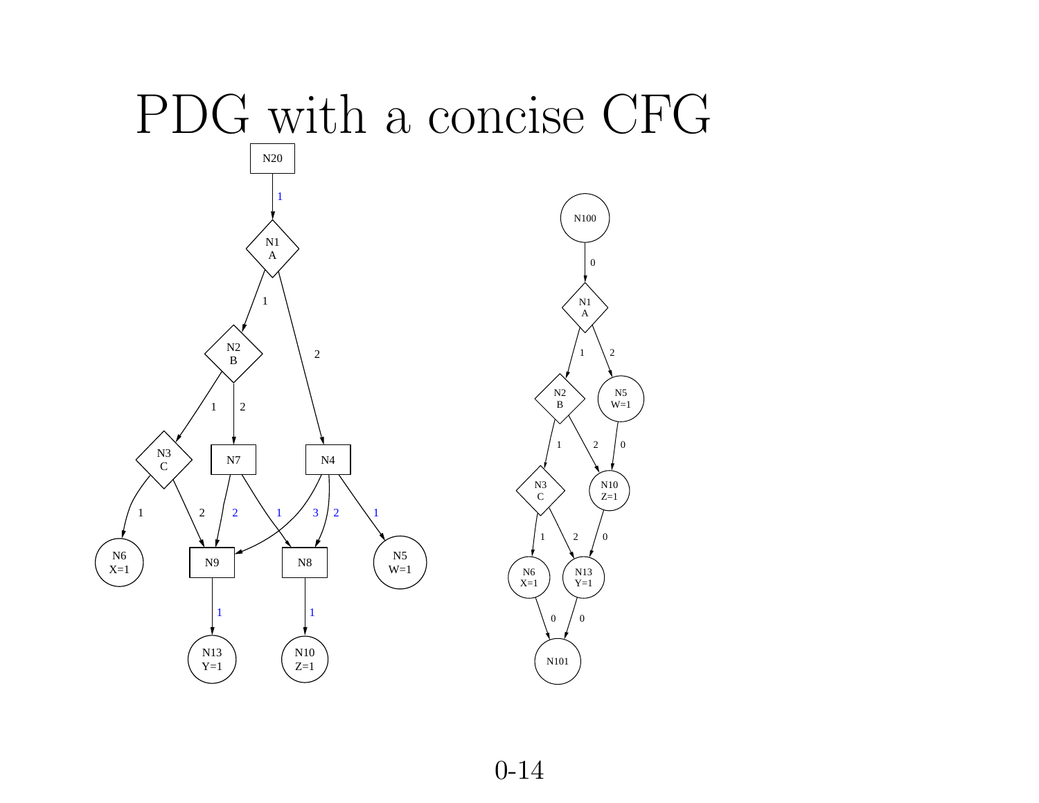# PDG with a concise CFG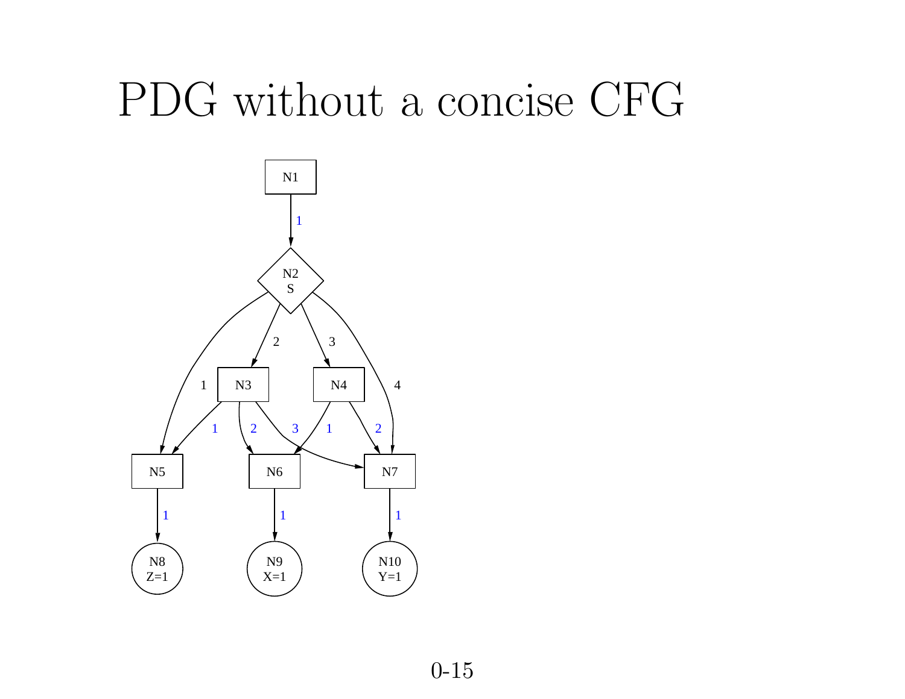# PDG without a concise CFG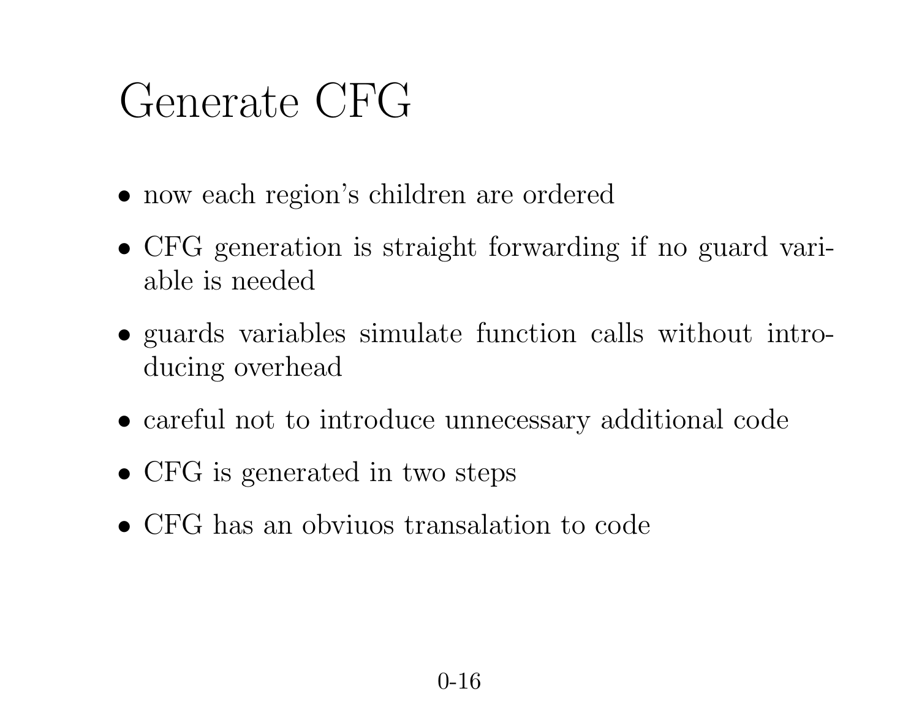# Generate CFG

- now each region's children are ordered
- CFG generation is straight forwarding if no guard variable is needed
- guards variables simulate function calls without introducing overhead
- careful not to introduce unnecessary additional code
- CFG is generated in two steps
- CFG has an obviuos transalation to code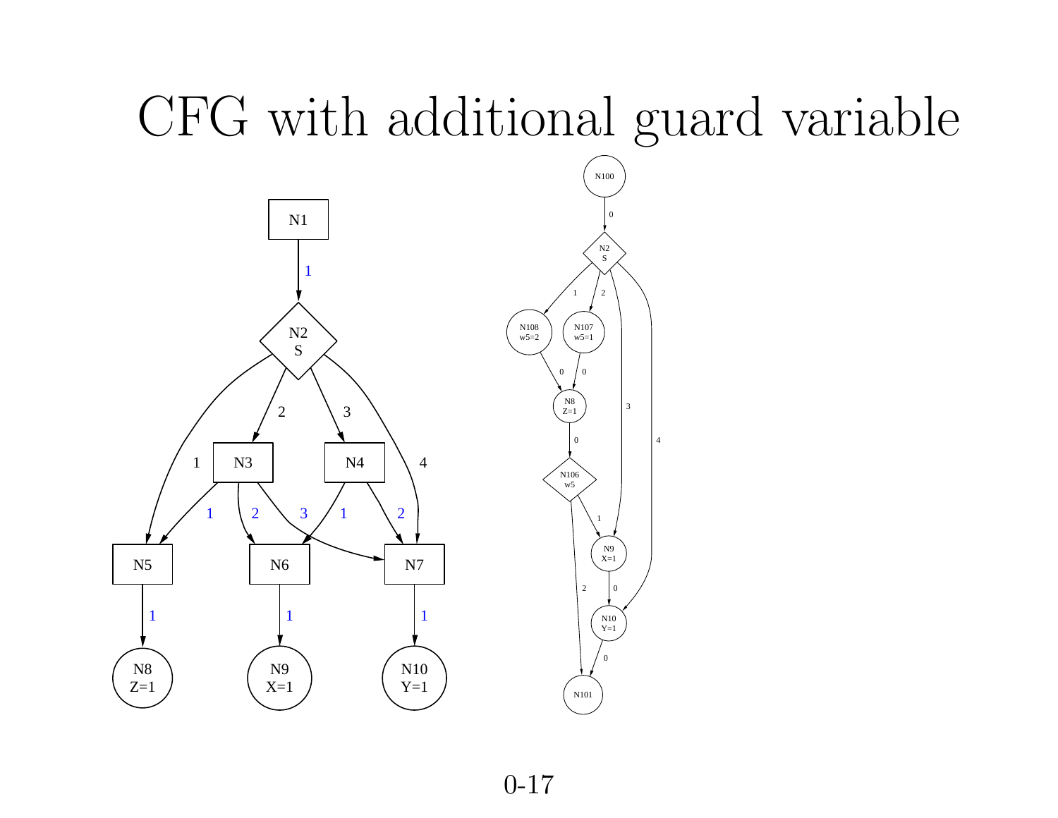# CFG with additional guard variable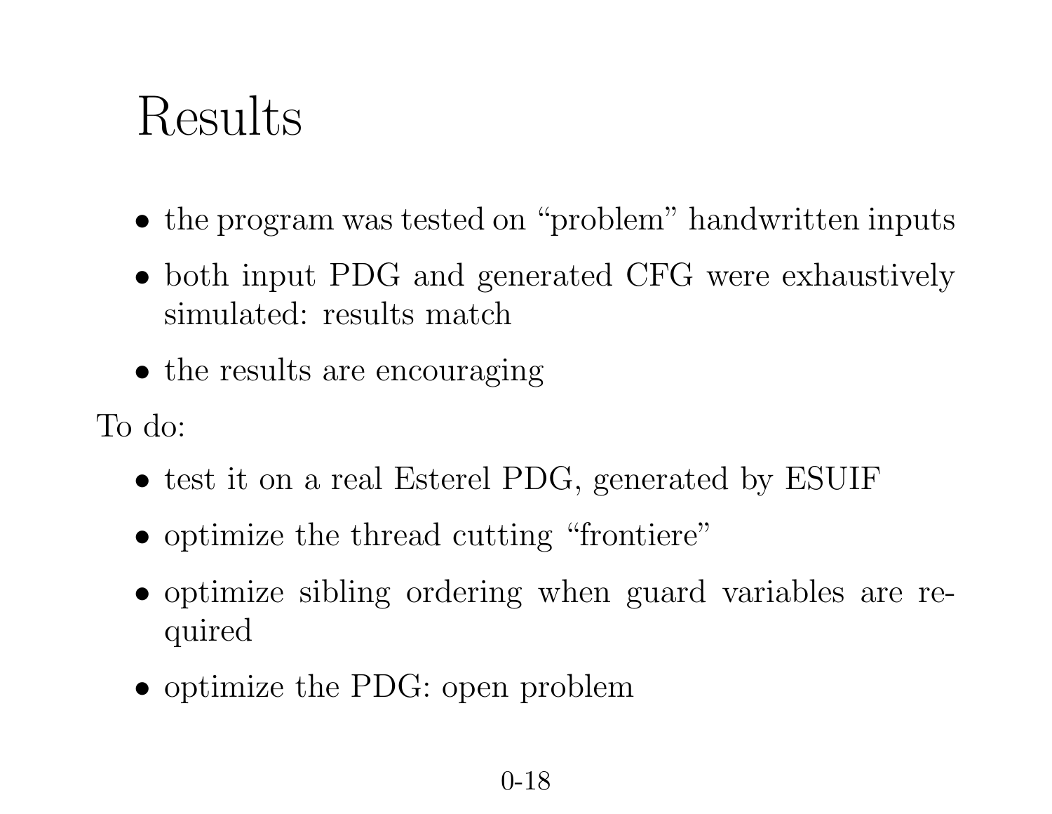# Results

- the program was tested on “problem” handwritten inputs
- both input PDG and generated CFG were exhaustively simulated: results match
- the results are encouraging

To do:

- test it on a real Esterel PDG, generated by ESUIF
- optimize the thread cutting “frontiere”
- optimize sibling ordering when guard variables are required
- optimize the PDG: open problem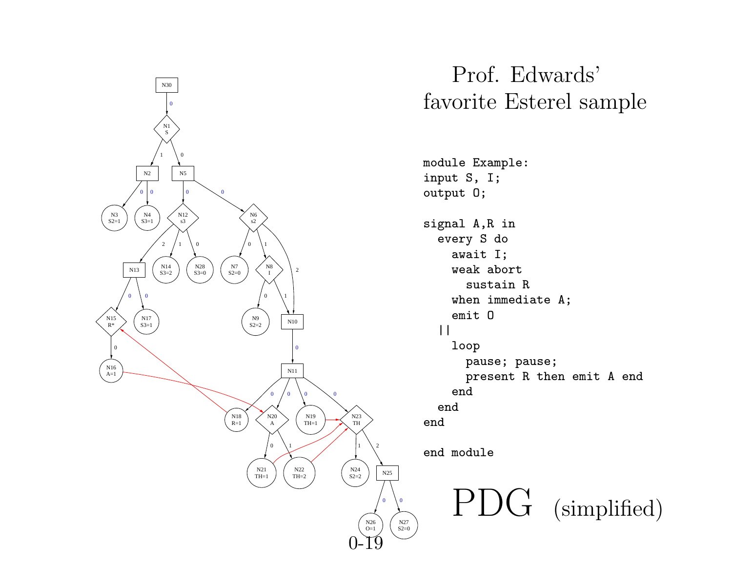# Prof. Edwards' favorite Esterel sample

```
module Example:
input S, I;
output O;

signal A,R in
  every S do
    await I;
    weak abort
      sustain R
    when immediate A;
    emit O
  ||
    loop
      pause; pause;
      present R then emit A end
    end
  end
end

end module
```

# PDG (simplified)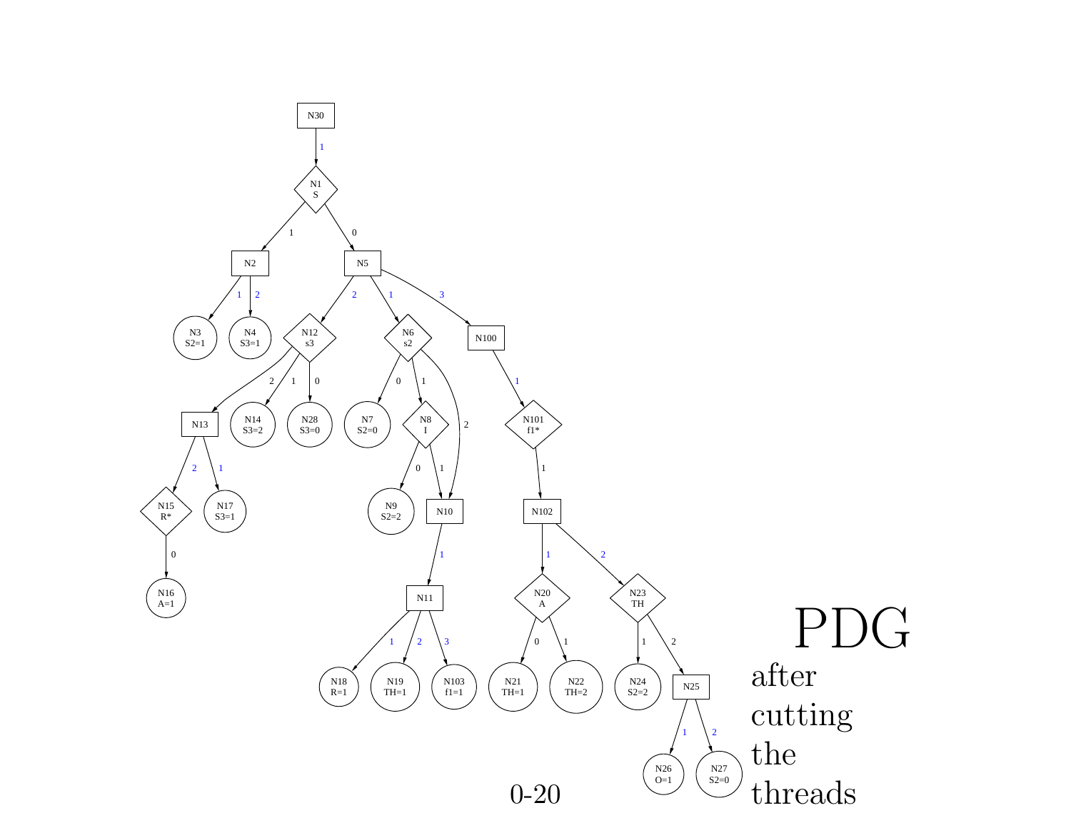# PDG after cutting the threads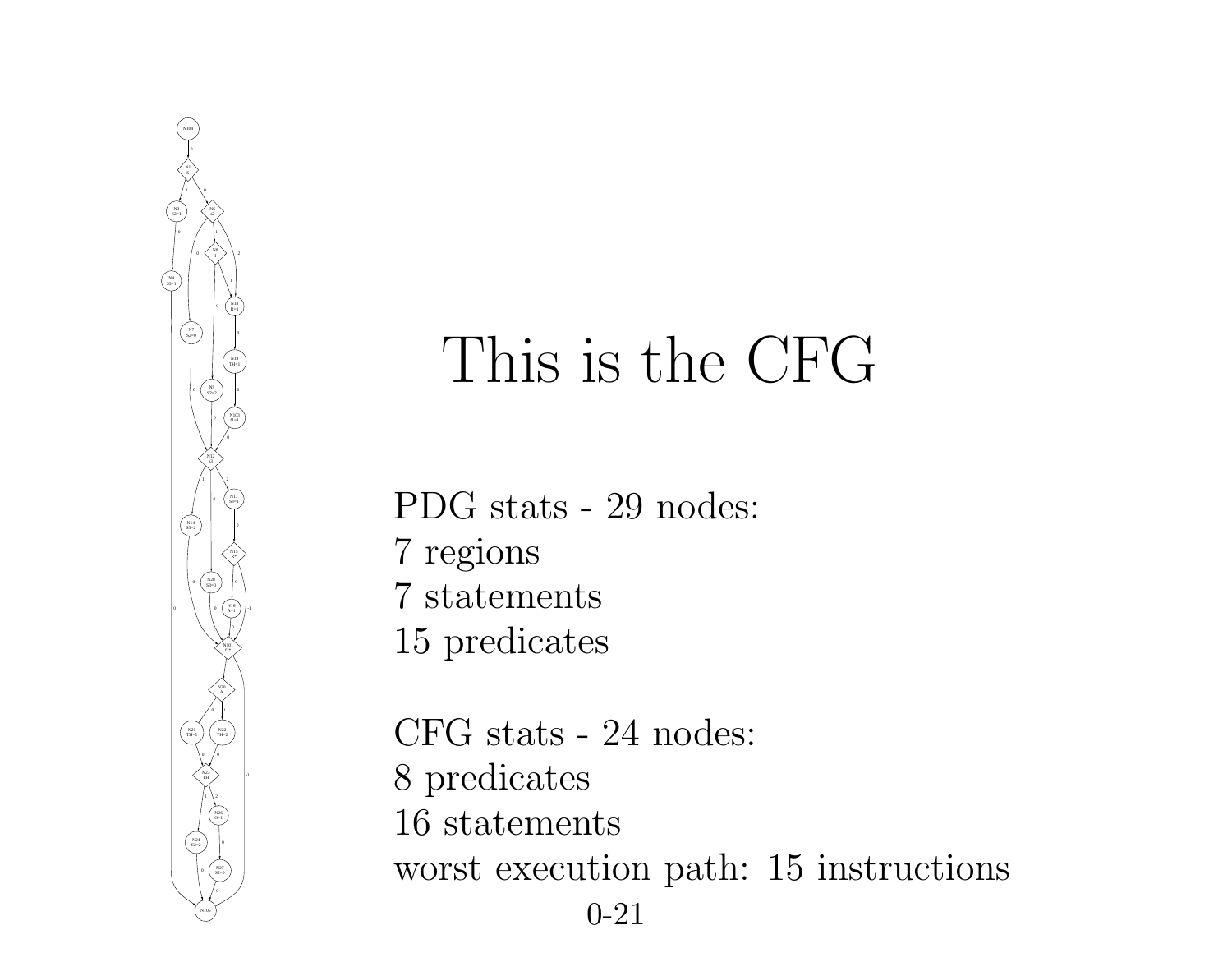# This is the CFG

PDG stats - 29 nodes:
7 regions
7 statements
15 predicates

CFG stats - 24 nodes:
8 predicates
16 statements
worst execution path: 15 instructions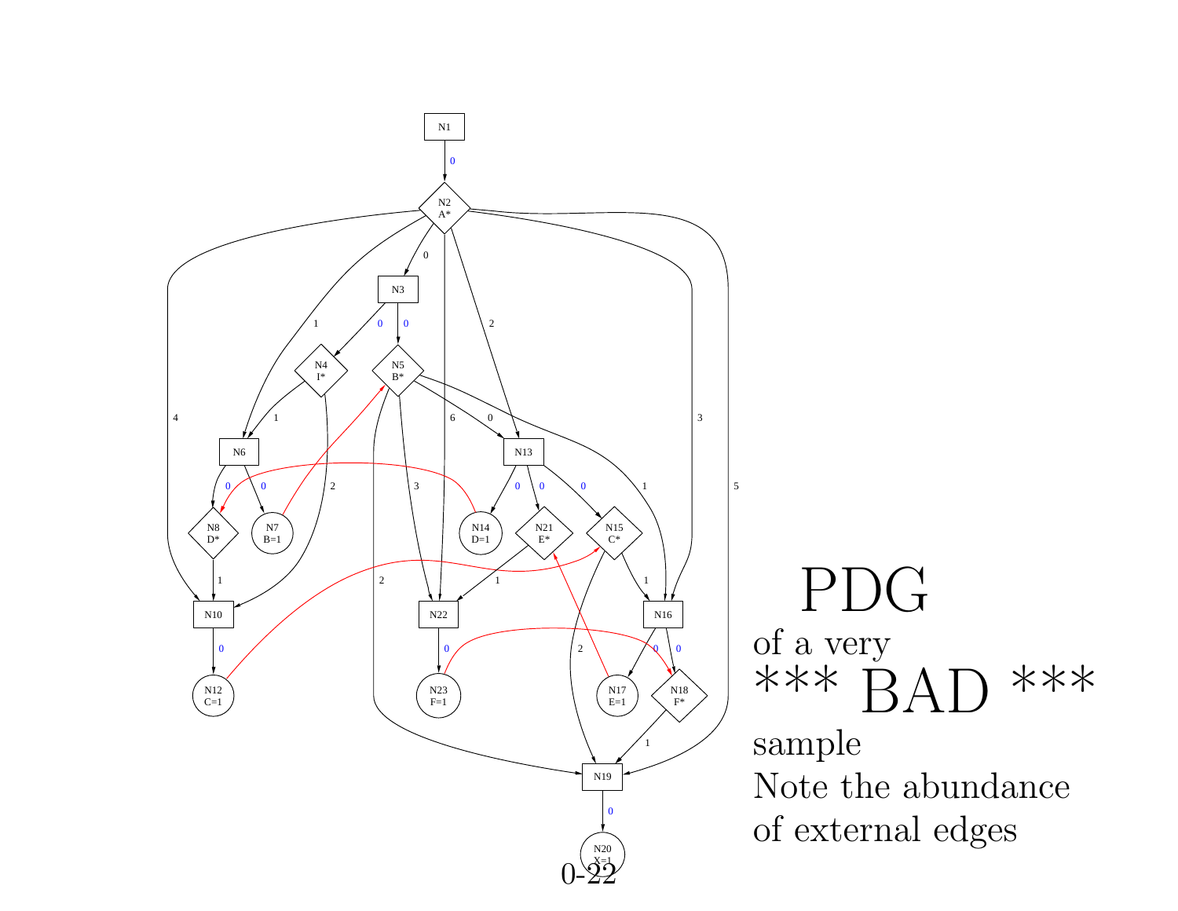# PDG

of a very

# *** BAD ***

sample

Note the abundance of external edges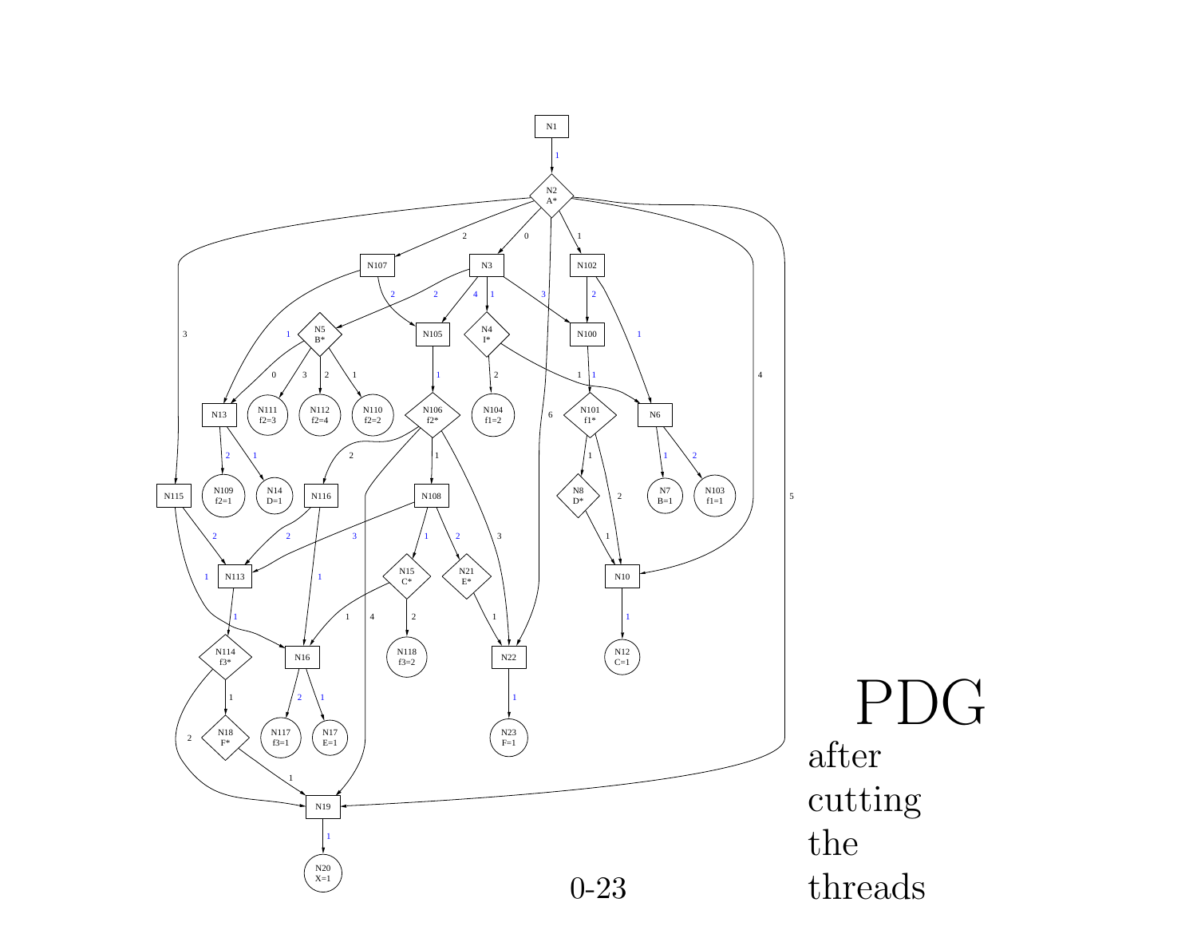# PDG

after cutting the threads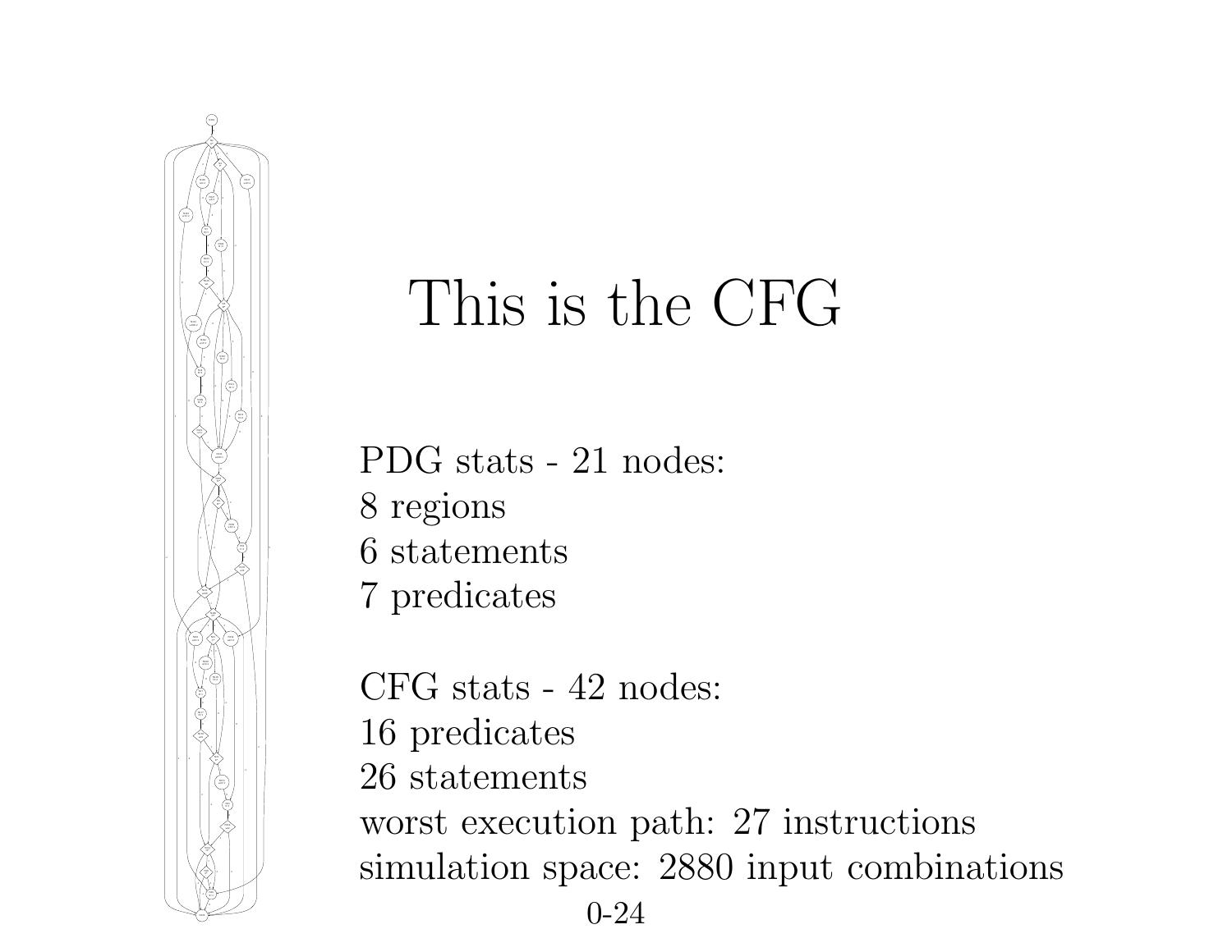# This is the CFG

PDG stats - 21 nodes:
8 regions
6 statements
7 predicates

CFG stats - 42 nodes:
16 predicates
26 statements
worst execution path: 27 instructions
simulation space: 2880 input combinations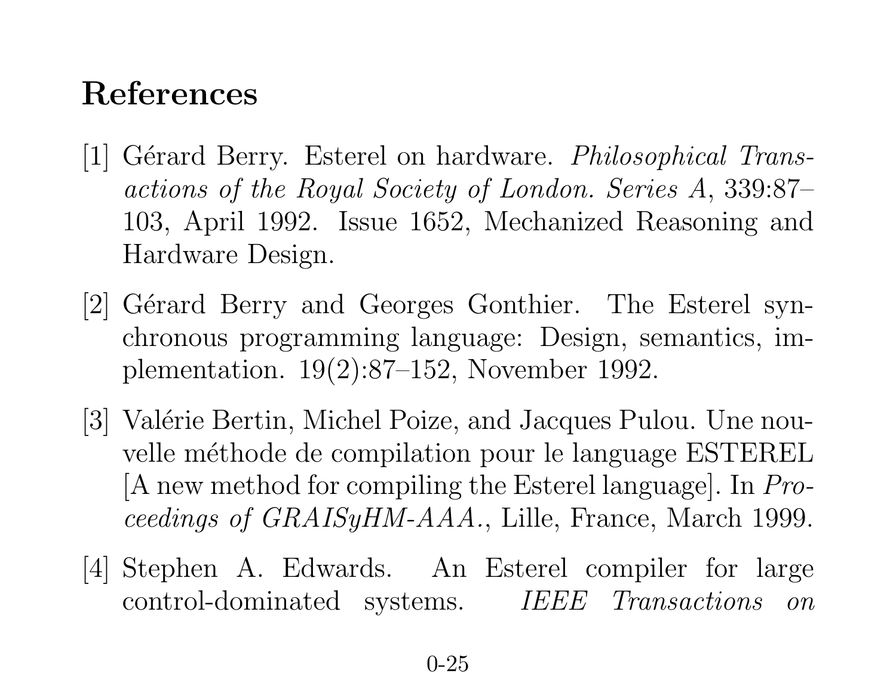# References

[1] Gérard Berry. Esterel on hardware. *Philosophical Transactions of the Royal Society of London. Series A*, 339:87–103, April 1992. Issue 1652, Mechanized Reasoning and Hardware Design.

[2] Gérard Berry and Georges Gonthier. The Esterel synchronous programming language: Design, semantics, implementation. 19(2):87–152, November 1992.

[3] Valérie Bertin, Michel Poize, and Jacques Pulou. Une nouvelle méthode de compilation pour le language ESTEREL [A new method for compiling the Esterel language]. In *Proceedings of GRAISyHM-AAA.*, Lille, France, March 1999.

[4] Stephen A. Edwards. An Esterel compiler for large control-dominated systems. *IEEE Transactions on*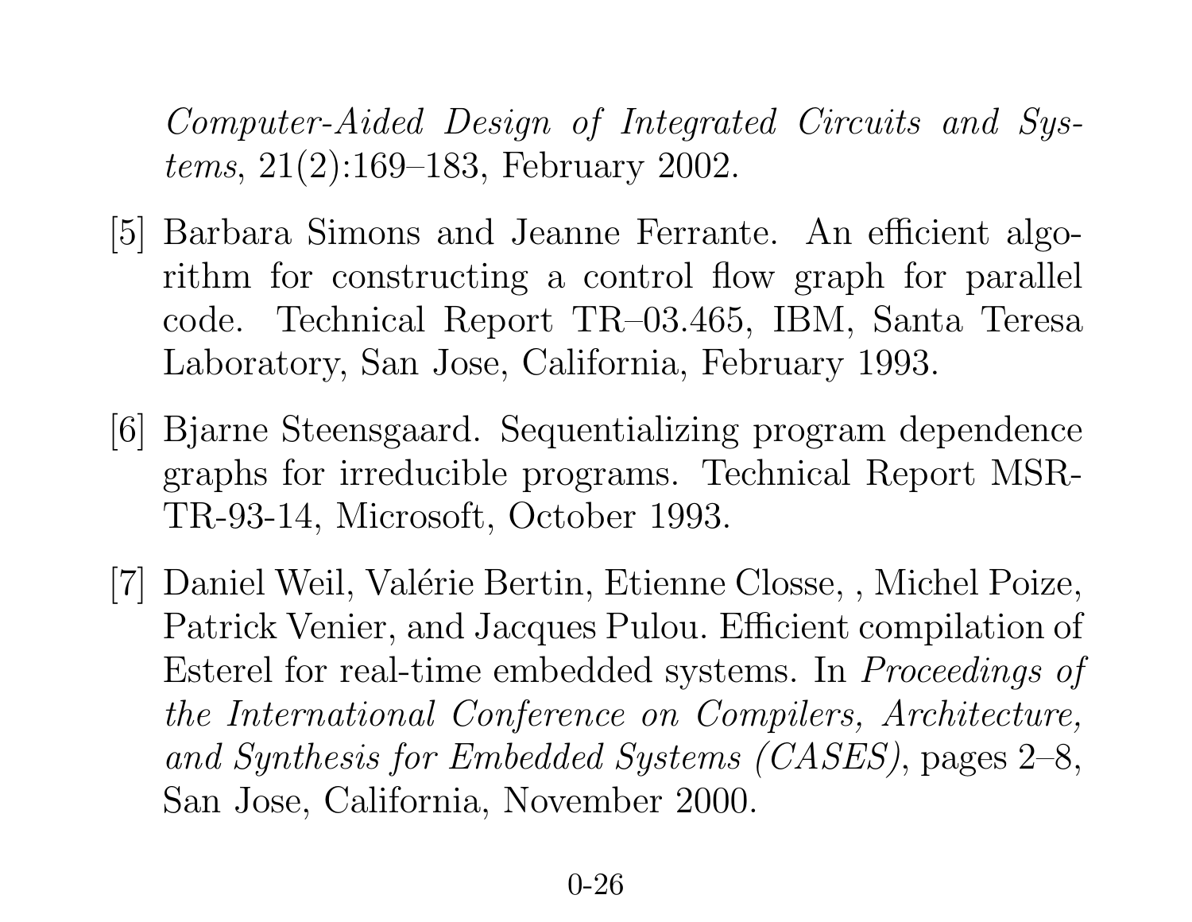*Computer-Aided Design of Integrated Circuits and Systems*, 21(2):169–183, February 2002.

[5] Barbara Simons and Jeanne Ferrante. An efficient algorithm for constructing a control flow graph for parallel code. Technical Report TR–03.465, IBM, Santa Teresa Laboratory, San Jose, California, February 1993.

[6] Bjarne Steensgaard. Sequentializing program dependence graphs for irreducible programs. Technical Report MSR-TR-93-14, Microsoft, October 1993.

[7] Daniel Weil, Valérie Bertin, Etienne Closse, , Michel Poize, Patrick Venier, and Jacques Pulou. Efficient compilation of Esterel for real-time embedded systems. In *Proceedings of the International Conference on Compilers, Architecture, and Synthesis for Embedded Systems (CASES)*, pages 2–8, San Jose, California, November 2000.